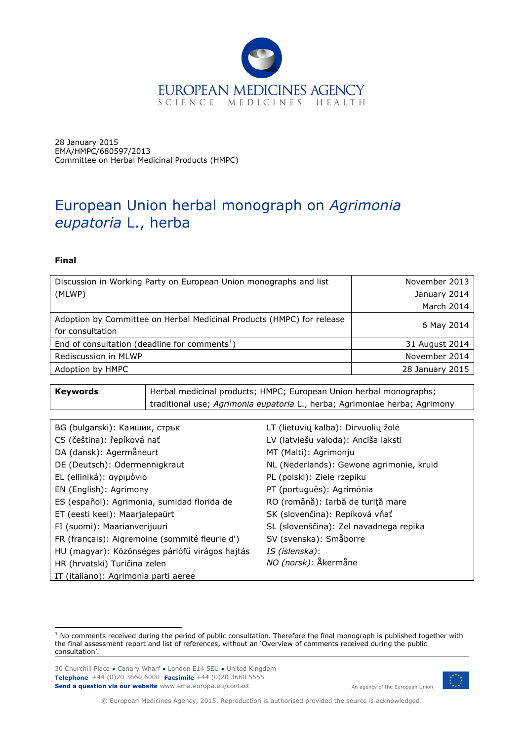28 January 2015
EMA/HMPC/680597/2013
Committee on Herbal Medicinal Products (HMPC)

# European Union herbal monograph on *Agrimonia eupatoria* L., herba

**Final**

| | |
|---|---|
| Discussion in Working Party on European Union monographs and list (MLWP) | November 2013<br>January 2014<br>March 2014 |
| Adoption by Committee on Herbal Medicinal Products (HMPC) for release for consultation | 6 May 2014 |
| End of consultation (deadline for comments[1]) | 31 August 2014 |
| Rediscussion in MLWP | November 2014 |
| Adoption by HMPC | 28 January 2015 |

| | |
|---|---|
| **Keywords** | Herbal medicinal products; HMPC; European Union herbal monographs; traditional use; *Agrimonia eupatoria* L., herba; Agrimoniae herba; Agrimony |

| | |
|---|---|
| BG (bulgarski): Камшик, стрък | LT (lietuvių kalba): Dirvuolių žolė |
| CS (čeština): řepíková nať | LV (latviešu valoda): Ancīša laksti |
| DA (dansk): Agermåneurt | MT (Malti): Agrimonju |
| DE (Deutsch): Odermennigkraut | NL (Nederlands): Gewone agrimonie, kruid |
| EL (elliniká): αγριμόνιο | PL (polski): Ziele rzepiku |
| EN (English): Agrimony | PT (português): Agrimónia |
| ES (español): Agrimonia, sumidad florida de | RO (română): Iarbă de turiţă mare |
| ET (eesti keel): Maarjalepaürt | SK (slovenčina): Repíková vňať |
| FI (suomi): Maarianverijuuri | SL (slovenščina): Zel navadnega repika |
| FR (français): Aigremoine (sommité fleurie d') | SV (svenska): Småborre |
| HU (magyar): Közönséges párlófű virágos hajtás | *IS (íslenska)*: |
| HR (hrvatski) Turičina zelen | *NO (norsk)*: Åkermåne |
| IT (italiano): Agrimonia parti aeree | |

[1] No comments received during the period of public consultation. Therefore the final monograph is published together with the final assessment report and list of references, without an 'Overview of comments received during the public consultation'.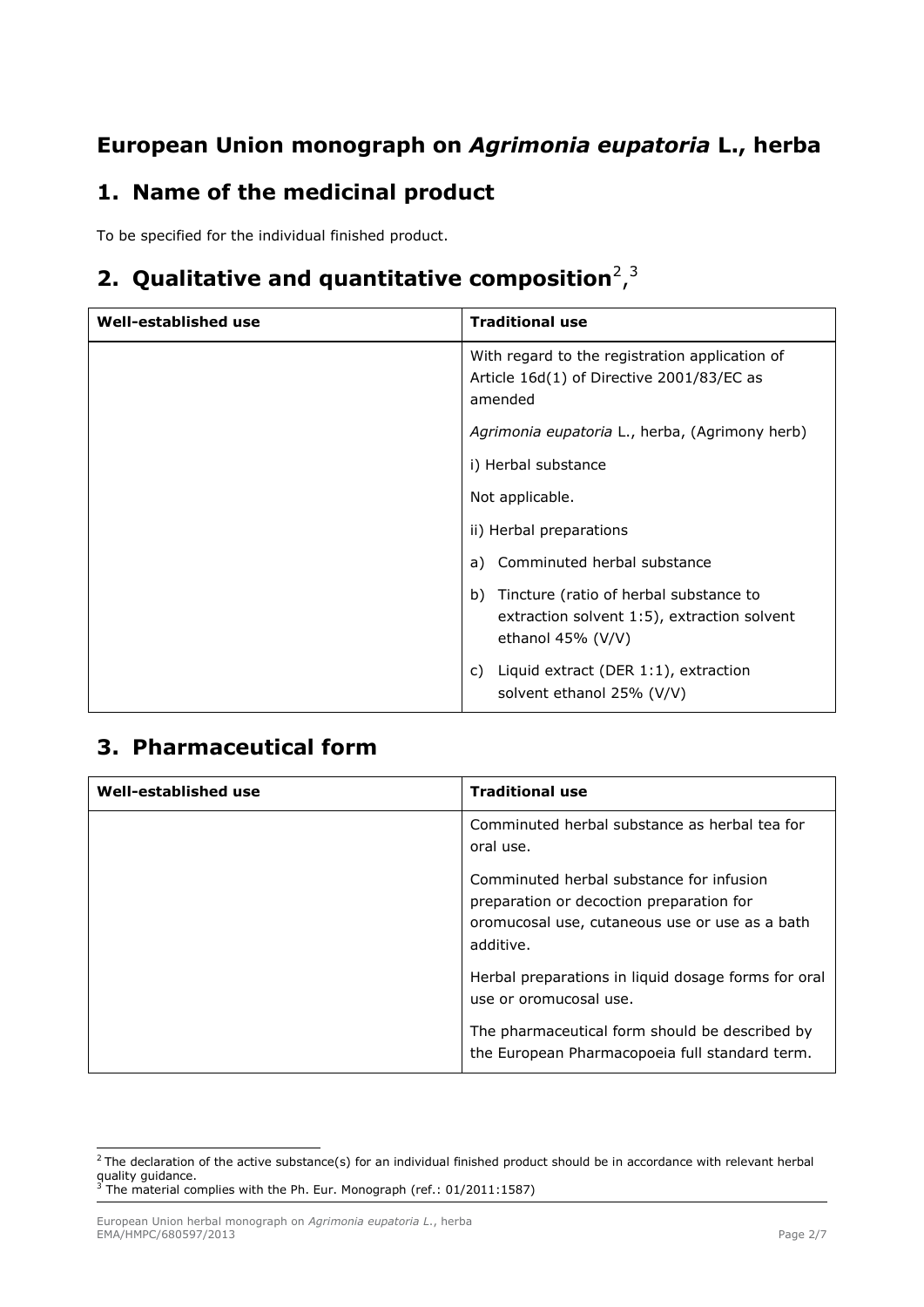# European Union monograph on *Agrimonia eupatoria* L., herba

## 1. Name of the medicinal product

To be specified for the individual finished product.

## 2. Qualitative and quantitative composition[2],[3]

| Well-established use | Traditional use |
|---|---|
| | With regard to the registration application of Article 16d(1) of Directive 2001/83/EC as amended<br><br>*Agrimonia eupatoria* L., herba, (Agrimony herb)<br><br>i) Herbal substance<br><br>Not applicable.<br><br>ii) Herbal preparations<br><br>a) Comminuted herbal substance<br><br>b) Tincture (ratio of herbal substance to extraction solvent 1:5), extraction solvent ethanol 45% (V/V)<br><br>c) Liquid extract (DER 1:1), extraction solvent ethanol 25% (V/V) |

## 3. Pharmaceutical form

| Well-established use | Traditional use |
|---|---|
| | Comminuted herbal substance as herbal tea for oral use.<br><br>Comminuted herbal substance for infusion preparation or decoction preparation for oromucosal use, cutaneous use or use as a bath additive.<br><br>Herbal preparations in liquid dosage forms for oral use or oromucosal use.<br><br>The pharmaceutical form should be described by the European Pharmacopoeia full standard term. |

[2] The declaration of the active substance(s) for an individual finished product should be in accordance with relevant herbal quality guidance.
[3] The material complies with the Ph. Eur. Monograph (ref.: 01/2011:1587)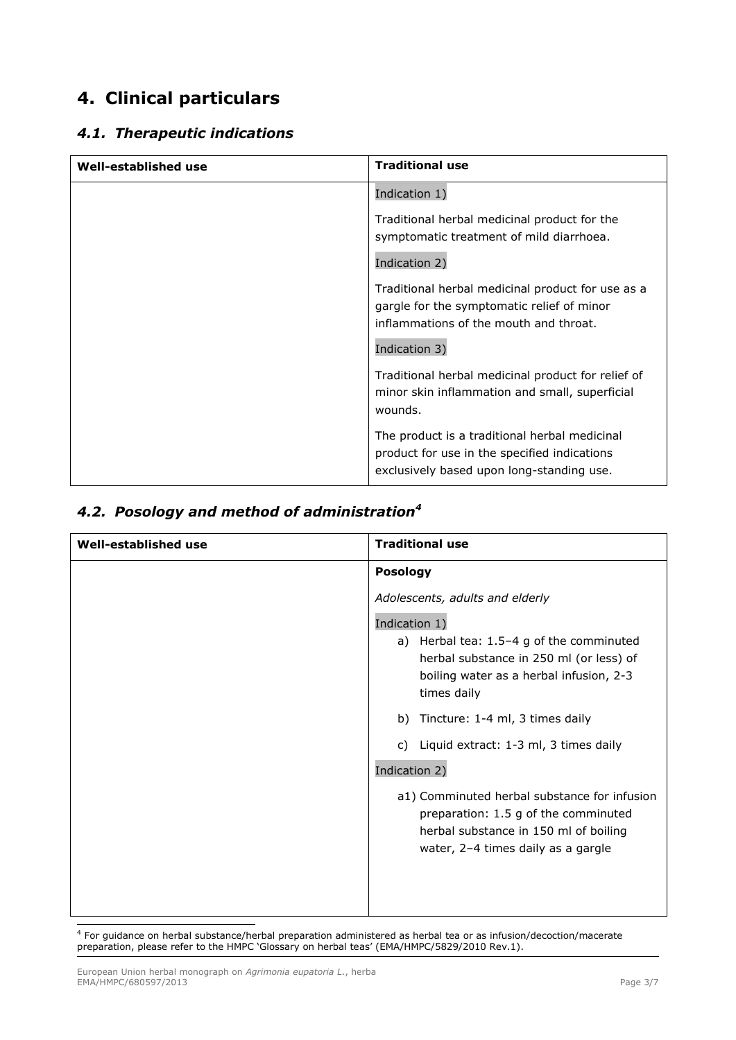# 4. Clinical particulars

## 4.1. Therapeutic indications

| Well-established use | Traditional use |
| --- | --- |
| | Indication 1)<br><br>Traditional herbal medicinal product for the symptomatic treatment of mild diarrhoea.<br><br>Indication 2)<br><br>Traditional herbal medicinal product for use as a gargle for the symptomatic relief of minor inflammations of the mouth and throat.<br><br>Indication 3)<br><br>Traditional herbal medicinal product for relief of minor skin inflammation and small, superficial wounds.<br><br>The product is a traditional herbal medicinal product for use in the specified indications exclusively based upon long-standing use. |

## 4.2. Posology and method of administration[4]

| Well-established use | Traditional use |
| --- | --- |
| | **Posology**<br><br>*Adolescents, adults and elderly*<br><br>Indication 1)<br><br>a) Herbal tea: 1.5–4 g of the comminuted herbal substance in 250 ml (or less) of boiling water as a herbal infusion, 2-3 times daily<br><br>b) Tincture: 1-4 ml, 3 times daily<br><br>c) Liquid extract: 1-3 ml, 3 times daily<br><br>Indication 2)<br><br>a1) Comminuted herbal substance for infusion preparation: 1.5 g of the comminuted herbal substance in 150 ml of boiling water, 2–4 times daily as a gargle |

[4] For guidance on herbal substance/herbal preparation administered as herbal tea or as infusion/decoction/macerate preparation, please refer to the HMPC 'Glossary on herbal teas' (EMA/HMPC/5829/2010 Rev.1).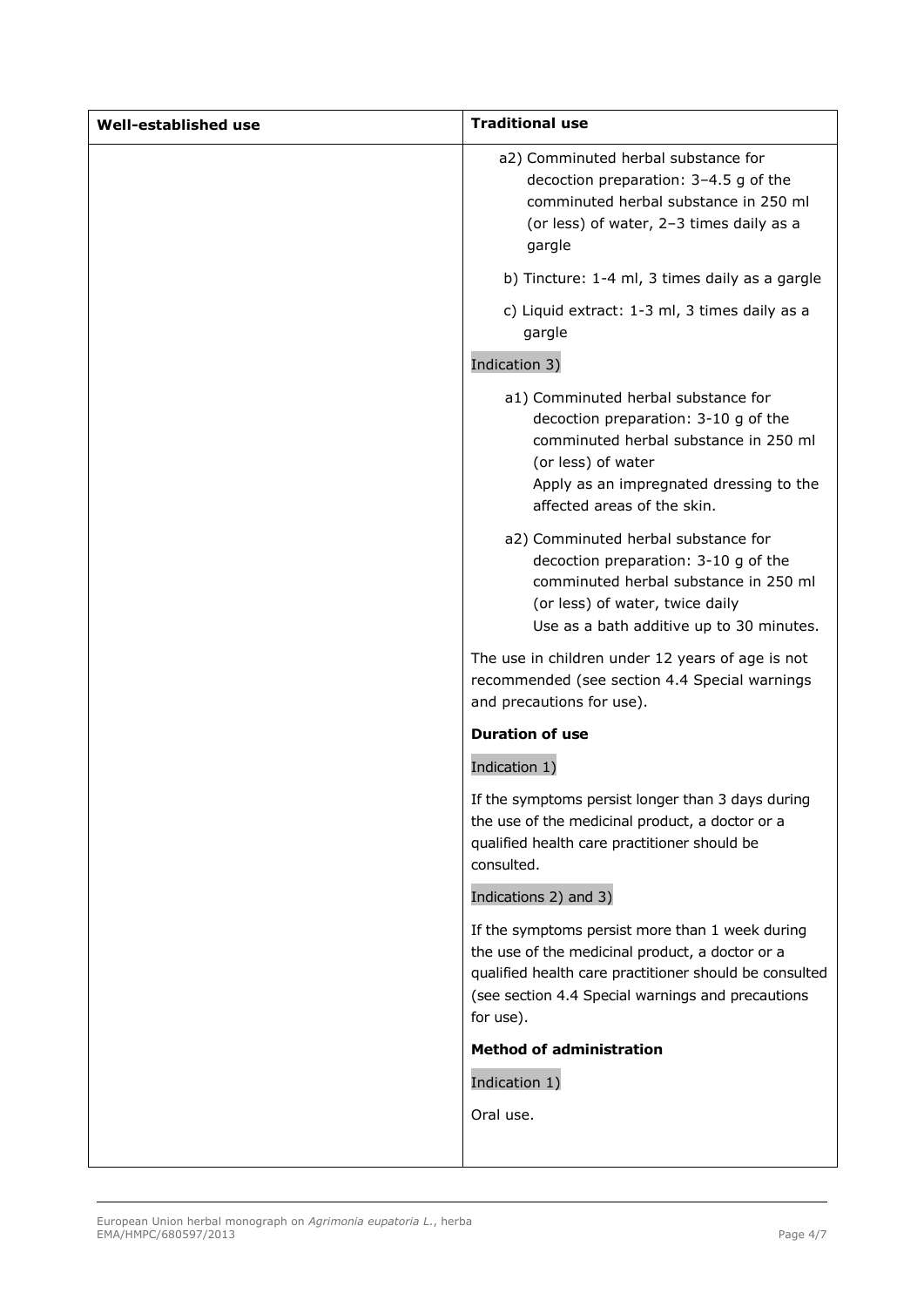| Well-established use | Traditional use |
| --- | --- |
| | a2) Comminuted herbal substance for decoction preparation: 3–4.5 g of the comminuted herbal substance in 250 ml (or less) of water, 2–3 times daily as a gargle<br><br>b) Tincture: 1-4 ml, 3 times daily as a gargle<br><br>c) Liquid extract: 1-3 ml, 3 times daily as a gargle<br><br>Indication 3)<br><br>a1) Comminuted herbal substance for decoction preparation: 3-10 g of the comminuted herbal substance in 250 ml (or less) of water<br>Apply as an impregnated dressing to the affected areas of the skin.<br><br>a2) Comminuted herbal substance for decoction preparation: 3-10 g of the comminuted herbal substance in 250 ml (or less) of water, twice daily<br>Use as a bath additive up to 30 minutes.<br><br>The use in children under 12 years of age is not recommended (see section 4.4 Special warnings and precautions for use).<br><br>**Duration of use**<br><br>Indication 1)<br><br>If the symptoms persist longer than 3 days during the use of the medicinal product, a doctor or a qualified health care practitioner should be consulted.<br><br>Indications 2) and 3)<br><br>If the symptoms persist more than 1 week during the use of the medicinal product, a doctor or a qualified health care practitioner should be consulted (see section 4.4 Special warnings and precautions for use).<br><br>**Method of administration**<br><br>Indication 1)<br><br>Oral use. |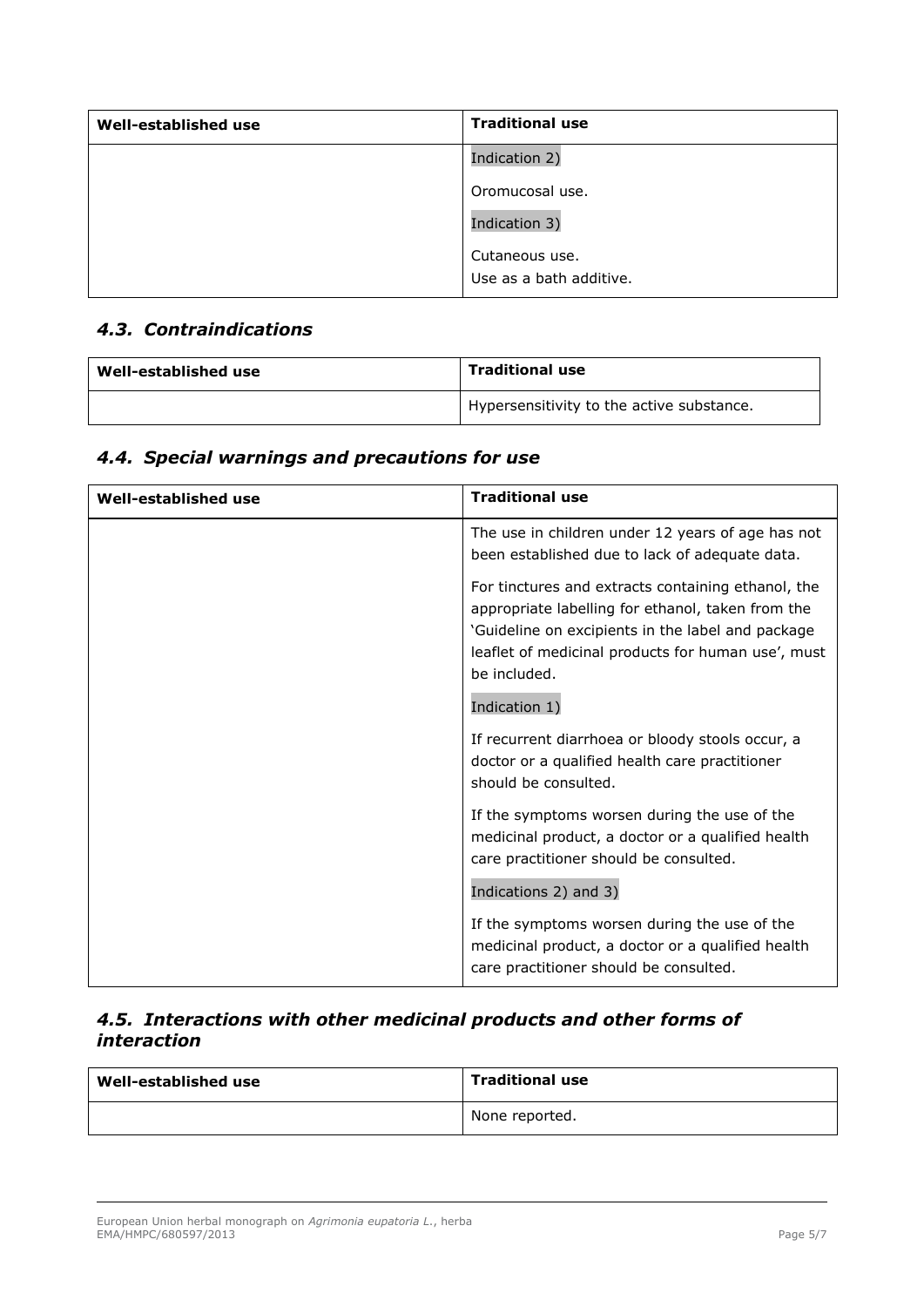| Well-established use | Traditional use |
|---|---|
| | Indication 2)<br><br>Oromucosal use.<br><br>Indication 3)<br><br>Cutaneous use.<br>Use as a bath additive. |

## *4.3. Contraindications*

| Well-established use | Traditional use |
|---|---|
| | Hypersensitivity to the active substance. |

## *4.4. Special warnings and precautions for use*

| Well-established use | Traditional use |
|---|---|
| | The use in children under 12 years of age has not been established due to lack of adequate data.<br><br>For tinctures and extracts containing ethanol, the appropriate labelling for ethanol, taken from the 'Guideline on excipients in the label and package leaflet of medicinal products for human use', must be included.<br><br>Indication 1)<br><br>If recurrent diarrhoea or bloody stools occur, a doctor or a qualified health care practitioner should be consulted.<br><br>If the symptoms worsen during the use of the medicinal product, a doctor or a qualified health care practitioner should be consulted.<br><br>Indications 2) and 3)<br><br>If the symptoms worsen during the use of the medicinal product, a doctor or a qualified health care practitioner should be consulted. |

## *4.5. Interactions with other medicinal products and other forms of interaction*

| Well-established use | Traditional use |
|---|---|
| | None reported. |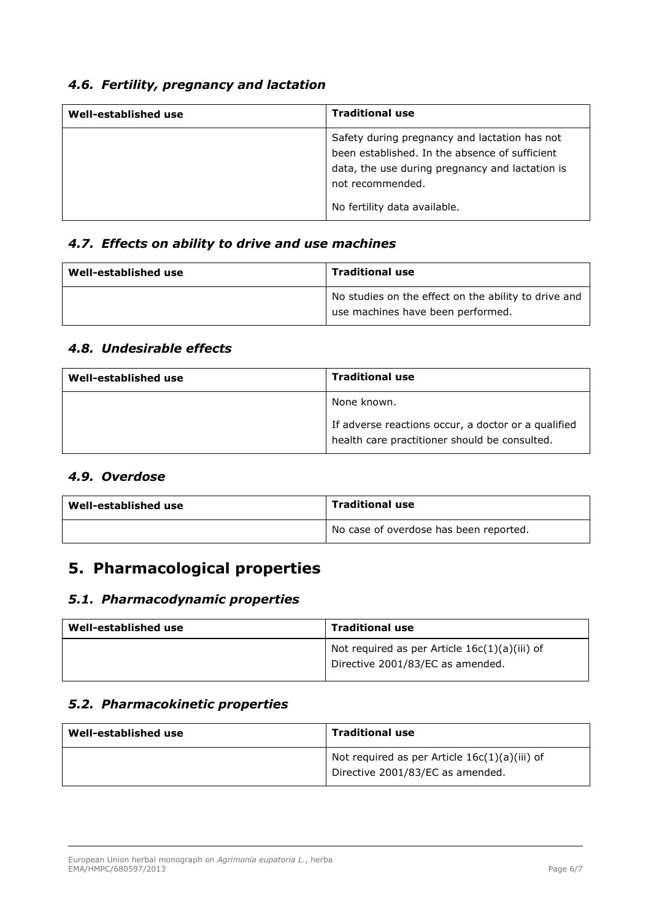### *4.6. Fertility, pregnancy and lactation*

| Well-established use | Traditional use |
|---|---|
| | Safety during pregnancy and lactation has not been established. In the absence of sufficient data, the use during pregnancy and lactation is not recommended.<br><br>No fertility data available. |

### *4.7. Effects on ability to drive and use machines*

| Well-established use | Traditional use |
|---|---|
| | No studies on the effect on the ability to drive and use machines have been performed. |

### *4.8. Undesirable effects*

| Well-established use | Traditional use |
|---|---|
| | None known.<br><br>If adverse reactions occur, a doctor or a qualified health care practitioner should be consulted. |

### *4.9. Overdose*

| Well-established use | Traditional use |
|---|---|
| | No case of overdose has been reported. |

## 5. Pharmacological properties

### *5.1. Pharmacodynamic properties*

| Well-established use | Traditional use |
|---|---|
| | Not required as per Article 16c(1)(a)(iii) of Directive 2001/83/EC as amended. |

### *5.2. Pharmacokinetic properties*

| Well-established use | Traditional use |
|---|---|
| | Not required as per Article 16c(1)(a)(iii) of Directive 2001/83/EC as amended. |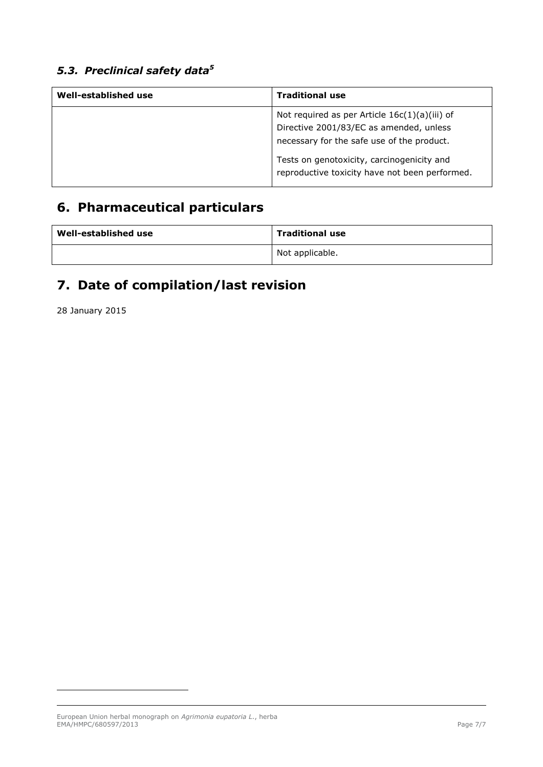### *5.3. Preclinical safety data[5]*

| Well-established use | Traditional use |
| --- | --- |
| | Not required as per Article 16c(1)(a)(iii) of Directive 2001/83/EC as amended, unless necessary for the safe use of the product.<br><br>Tests on genotoxicity, carcinogenicity and reproductive toxicity have not been performed. |

## 6. Pharmaceutical particulars

| Well-established use | Traditional use |
| --- | --- |
| | Not applicable. |

## 7. Date of compilation/last revision

28 January 2015